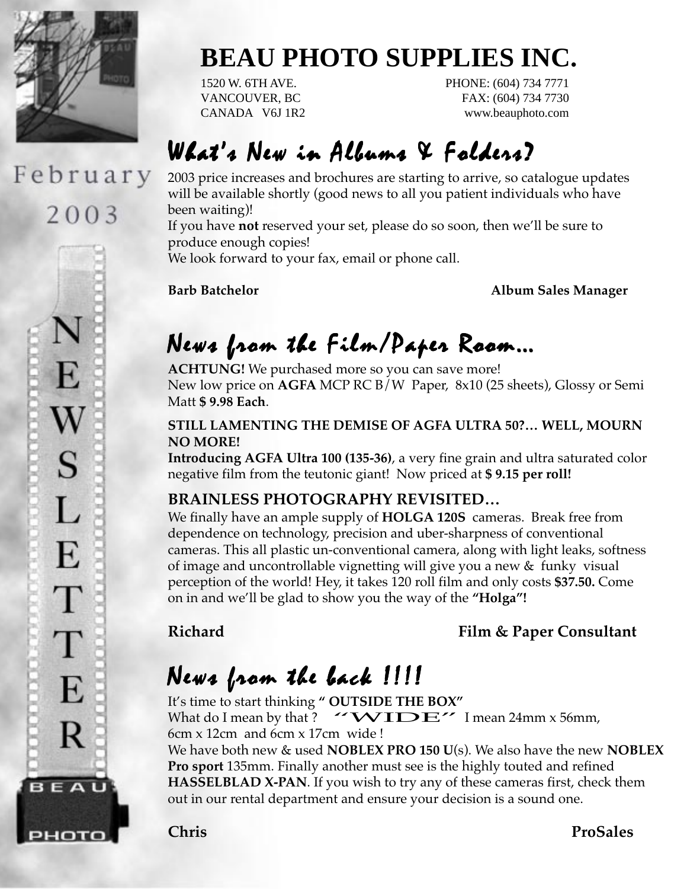February 2003

NEWSLETTER

# BEAU PHOTO SUPPLIES INC.

1520 W. 6TH AVE.
VANCOUVER, BC
CANADA V6J 1R2

PHONE: (604) 734 7771
FAX: (604) 734 7730
www.beauphoto.com

## What's New in Albums & Folders?

2003 price increases and brochures are starting to arrive, so catalogue updates will be available shortly (good news to all you patient individuals who have been waiting)!
If you have **not** reserved your set, please do so soon, then we'll be sure to produce enough copies!
We look forward to your fax, email or phone call.

**Barb Batchelor** **Album Sales Manager**

## News from the Film/Paper Room...

**ACHTUNG!** We purchased more so you can save more!
New low price on **AGFA** MCP RC B/W Paper, 8x10 (25 sheets), Glossy or Semi Matt **$ 9.98 Each**.

**STILL LAMENTING THE DEMISE OF AGFA ULTRA 50?… WELL, MOURN NO MORE!**
**Introducing AGFA Ultra 100 (135-36)**, a very fine grain and ultra saturated color negative film from the teutonic giant! Now priced at **$ 9.15 per roll!**

### BRAINLESS PHOTOGRAPHY REVISITED…

We finally have an ample supply of **HOLGA 120S** cameras. Break free from dependence on technology, precision and uber-sharpness of conventional cameras. This all plastic un-conventional camera, along with light leaks, softness of image and uncontrollable vignetting will give you a new & funky visual perception of the world! Hey, it takes 120 roll film and only costs **$37.50.** Come on in and we'll be glad to show you the way of the **"Holga"!**

**Richard** **Film & Paper Consultant**

## News from the back !!!!

It's time to start thinking **" OUTSIDE THE BOX"**
What do I mean by that ? **"WIDE"** I mean 24mm x 56mm, 6cm x 12cm and 6cm x 17cm wide !
We have both new & used **NOBLEX PRO 150 U**(s). We also have the new **NOBLEX Pro sport** 135mm. Finally another must see is the highly touted and refined **HASSELBLAD X-PAN**. If you wish to try any of these cameras first, check them out in our rental department and ensure your decision is a sound one.

**Chris** **ProSales**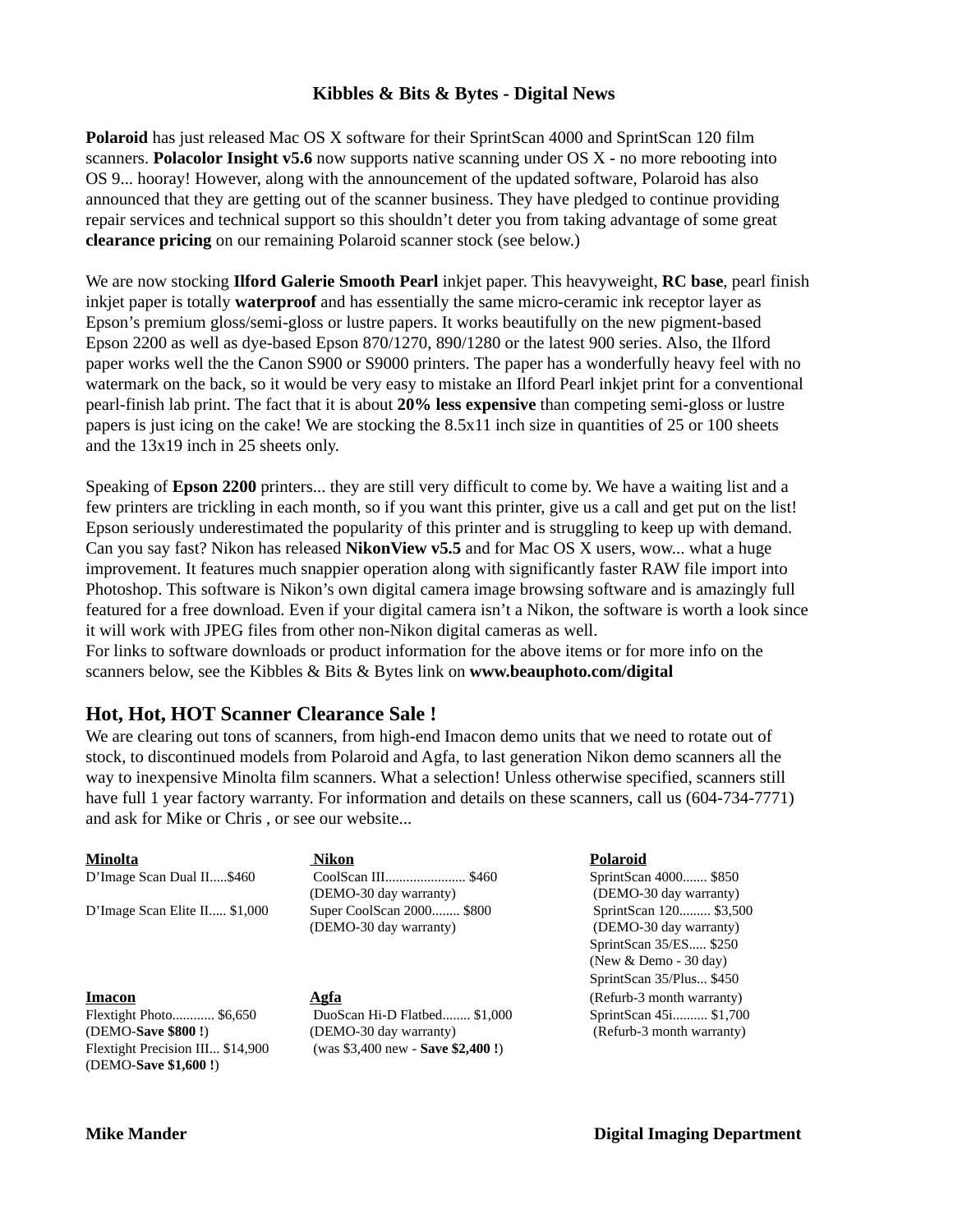## Kibbles & Bits & Bytes - Digital News

**Polaroid** has just released Mac OS X software for their SprintScan 4000 and SprintScan 120 film scanners. **Polacolor Insight v5.6** now supports native scanning under OS X - no more rebooting into OS 9... hooray! However, along with the announcement of the updated software, Polaroid has also announced that they are getting out of the scanner business. They have pledged to continue providing repair services and technical support so this shouldn't deter you from taking advantage of some great **clearance pricing** on our remaining Polaroid scanner stock (see below.)

We are now stocking **Ilford Galerie Smooth Pearl** inkjet paper. This heavyweight, **RC base**, pearl finish inkjet paper is totally **waterproof** and has essentially the same micro-ceramic ink receptor layer as Epson's premium gloss/semi-gloss or lustre papers. It works beautifully on the new pigment-based Epson 2200 as well as dye-based Epson 870/1270, 890/1280 or the latest 900 series. Also, the Ilford paper works well the the Canon S900 or S9000 printers. The paper has a wonderfully heavy feel with no watermark on the back, so it would be very easy to mistake an Ilford Pearl inkjet print for a conventional pearl-finish lab print. The fact that it is about **20% less expensive** than competing semi-gloss or lustre papers is just icing on the cake! We are stocking the 8.5x11 inch size in quantities of 25 or 100 sheets and the 13x19 inch in 25 sheets only.

Speaking of **Epson 2200** printers... they are still very difficult to come by. We have a waiting list and a few printers are trickling in each month, so if you want this printer, give us a call and get put on the list! Epson seriously underestimated the popularity of this printer and is struggling to keep up with demand. Can you say fast? Nikon has released **NikonView v5.5** and for Mac OS X users, wow... what a huge improvement. It features much snappier operation along with significantly faster RAW file import into Photoshop. This software is Nikon's own digital camera image browsing software and is amazingly full featured for a free download. Even if your digital camera isn't a Nikon, the software is worth a look since it will work with JPEG files from other non-Nikon digital cameras as well.
For links to software downloads or product information for the above items or for more info on the scanners below, see the Kibbles & Bits & Bytes link on **www.beauphoto.com/digital**

## Hot, Hot, HOT Scanner Clearance Sale !

We are clearing out tons of scanners, from high-end Imacon demo units that we need to rotate out of stock, to discontinued models from Polaroid and Agfa, to last generation Nikon demo scanners all the way to inexpensive Minolta film scanners. What a selection! Unless otherwise specified, scanners still have full 1 year factory warranty. For information and details on these scanners, call us (604-734-7771) and ask for Mike or Chris , or see our website...

**Minolta**

D'Image Scan Dual II.....$460

D'Image Scan Elite II..... $1,000

**Imacon**

Flextight Photo............ $6,650
(DEMO-**Save $800 !**)

Flextight Precision III... $14,900
(DEMO-**Save $1,600 !**)

**Nikon**

CoolScan III....................... $460
(DEMO-30 day warranty)

Super CoolScan 2000........ $800
(DEMO-30 day warranty)

**Agfa**

DuoScan Hi-D Flatbed........ $1,000
(DEMO-30 day warranty)
(was $3,400 new - **Save $2,400 !**)

**Polaroid**

SprintScan 4000....... $850
(DEMO-30 day warranty)

SprintScan 120......... $3,500
(DEMO-30 day warranty)

SprintScan 35/ES..... $250
(New & Demo - 30 day)

SprintScan 35/Plus... $450
(Refurb-3 month warranty)

SprintScan 45i.......... $1,700
(Refurb-3 month warranty)

**Mike Mander** **Digital Imaging Department**